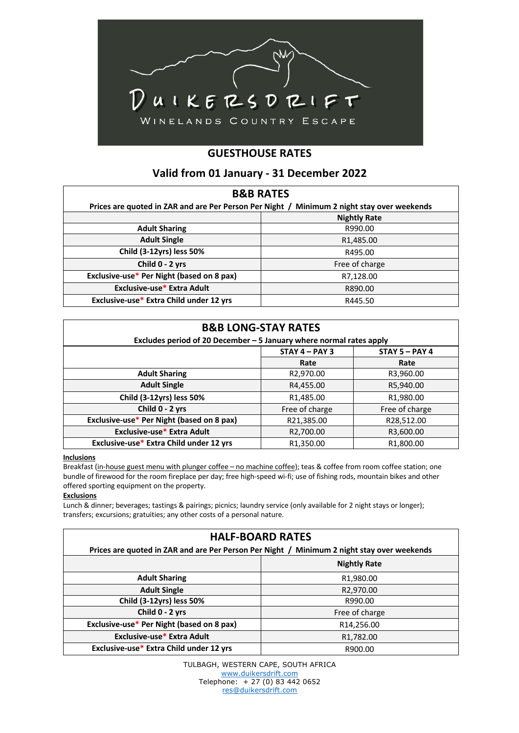# DUIKERSDRIFT

WINELANDS COUNTRY ESCAPE

## GUESTHOUSE RATES

## Valid from 01 January - 31 December 2022

| **B&B RATES** | |
|---|---|
| **Prices are quoted in ZAR and are Per Person Per Night / Minimum 2 night stay over weekends** | |
| | **Nightly Rate** |
| **Adult Sharing** | R990.00 |
| **Adult Single** | R1,485.00 |
| **Child (3-12yrs) less 50%** | R495.00 |
| **Child 0 - 2 yrs** | Free of charge |
| **Exclusive-use* Per Night (based on 8 pax)** | R7,128.00 |
| **Exclusive-use* Extra Adult** | R890.00 |
| **Exclusive-use* Extra Child under 12 yrs** | R445.50 |

| **B&B LONG-STAY RATES** | | |
|---|---|---|
| **Excludes period of 20 December – 5 January where normal rates apply** | | |
| | **STAY 4 – PAY 3** | **STAY 5 – PAY 4** |
| | **Rate** | **Rate** |
| **Adult Sharing** | R2,970.00 | R3,960.00 |
| **Adult Single** | R4,455.00 | R5,940.00 |
| **Child (3-12yrs) less 50%** | R1,485.00 | R1,980.00 |
| **Child 0 - 2 yrs** | Free of charge | Free of charge |
| **Exclusive-use* Per Night (based on 8 pax)** | R21,385.00 | R28,512.00 |
| **Exclusive-use* Extra Adult** | R2,700.00 | R3,600.00 |
| **Exclusive-use* Extra Child under 12 yrs** | R1,350.00 | R1,800.00 |

**Inclusions**

Breakfast (in-house guest menu with plunger coffee – no machine coffee); teas & coffee from room coffee station; one bundle of firewood for the room fireplace per day; free high-speed wi-fi; use of fishing rods, mountain bikes and other offered sporting equipment on the property.

**Exclusions**

Lunch & dinner; beverages; tastings & pairings; picnics; laundry service (only available for 2 night stays or longer); transfers; excursions; gratuities; any other costs of a personal nature.

| **HALF-BOARD RATES** | |
|---|---|
| **Prices are quoted in ZAR and are Per Person Per Night / Minimum 2 night stay over weekends** | |
| | **Nightly Rate** |
| **Adult Sharing** | R1,980.00 |
| **Adult Single** | R2,970.00 |
| **Child (3-12yrs) less 50%** | R990.00 |
| **Child 0 - 2 yrs** | Free of charge |
| **Exclusive-use* Per Night (based on 8 pax)** | R14,256.00 |
| **Exclusive-use* Extra Adult** | R1,782.00 |
| **Exclusive-use* Extra Child under 12 yrs** | R900.00 |

TULBAGH, WESTERN CAPE, SOUTH AFRICA
www.duikersdrift.com
Telephone: + 27 (0) 83 442 0652
res@duikersdrift.com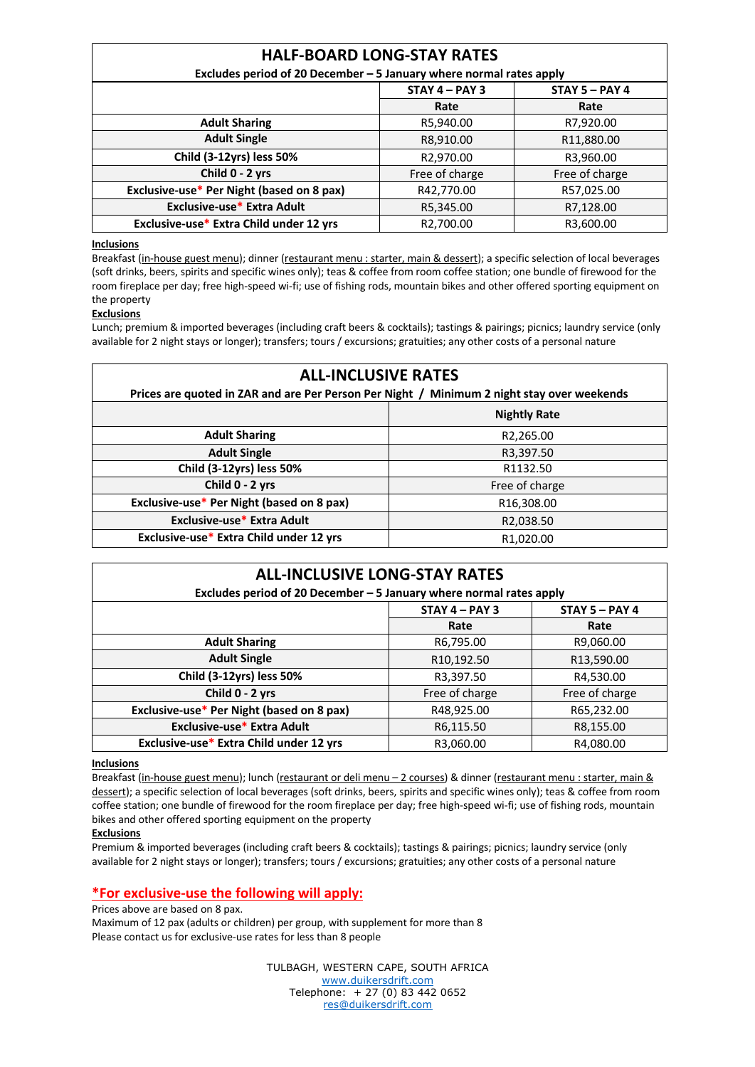## HALF-BOARD LONG-STAY RATES

**Excludes period of 20 December – 5 January where normal rates apply**

| | STAY 4 – PAY 3 | STAY 5 – PAY 4 |
|---|---|---|
| | Rate | Rate |
| **Adult Sharing** | R5,940.00 | R7,920.00 |
| **Adult Single** | R8,910.00 | R11,880.00 |
| **Child (3-12yrs) less 50%** | R2,970.00 | R3,960.00 |
| **Child 0 - 2 yrs** | Free of charge | Free of charge |
| **Exclusive-use* Per Night (based on 8 pax)** | R42,770.00 | R57,025.00 |
| **Exclusive-use* Extra Adult** | R5,345.00 | R7,128.00 |
| **Exclusive-use* Extra Child under 12 yrs** | R2,700.00 | R3,600.00 |

**Inclusions**

Breakfast (in-house guest menu); dinner (restaurant menu : starter, main & dessert); a specific selection of local beverages (soft drinks, beers, spirits and specific wines only); teas & coffee from room coffee station; one bundle of firewood for the room fireplace per day; free high-speed wi-fi; use of fishing rods, mountain bikes and other offered sporting equipment on the property

**Exclusions**

Lunch; premium & imported beverages (including craft beers & cocktails); tastings & pairings; picnics; laundry service (only available for 2 night stays or longer); transfers; tours / excursions; gratuities; any other costs of a personal nature

## ALL-INCLUSIVE RATES

**Prices are quoted in ZAR and are Per Person Per Night / Minimum 2 night stay over weekends**

| | Nightly Rate |
|---|---|
| **Adult Sharing** | R2,265.00 |
| **Adult Single** | R3,397.50 |
| **Child (3-12yrs) less 50%** | R1132.50 |
| **Child 0 - 2 yrs** | Free of charge |
| **Exclusive-use* Per Night (based on 8 pax)** | R16,308.00 |
| **Exclusive-use* Extra Adult** | R2,038.50 |
| **Exclusive-use* Extra Child under 12 yrs** | R1,020.00 |

## ALL-INCLUSIVE LONG-STAY RATES

**Excludes period of 20 December – 5 January where normal rates apply**

| | STAY 4 – PAY 3 | STAY 5 – PAY 4 |
|---|---|---|
| | Rate | Rate |
| **Adult Sharing** | R6,795.00 | R9,060.00 |
| **Adult Single** | R10,192.50 | R13,590.00 |
| **Child (3-12yrs) less 50%** | R3,397.50 | R4,530.00 |
| **Child 0 - 2 yrs** | Free of charge | Free of charge |
| **Exclusive-use* Per Night (based on 8 pax)** | R48,925.00 | R65,232.00 |
| **Exclusive-use* Extra Adult** | R6,115.50 | R8,155.00 |
| **Exclusive-use* Extra Child under 12 yrs** | R3,060.00 | R4,080.00 |

**Inclusions**

Breakfast (in-house guest menu); lunch (restaurant or deli menu – 2 courses) & dinner (restaurant menu : starter, main & dessert); a specific selection of local beverages (soft drinks, beers, spirits and specific wines only); teas & coffee from room coffee station; one bundle of firewood for the room fireplace per day; free high-speed wi-fi; use of fishing rods, mountain bikes and other offered sporting equipment on the property

**Exclusions**

Premium & imported beverages (including craft beers & cocktails); tastings & pairings; picnics; laundry service (only available for 2 night stays or longer); transfers; tours / excursions; gratuities; any other costs of a personal nature

### *For exclusive-use the following will apply:

Prices above are based on 8 pax.
Maximum of 12 pax (adults or children) per group, with supplement for more than 8
Please contact us for exclusive-use rates for less than 8 people

TULBAGH, WESTERN CAPE, SOUTH AFRICA
www.duikersdrift.com
Telephone: + 27 (0) 83 442 0652
res@duikersdrift.com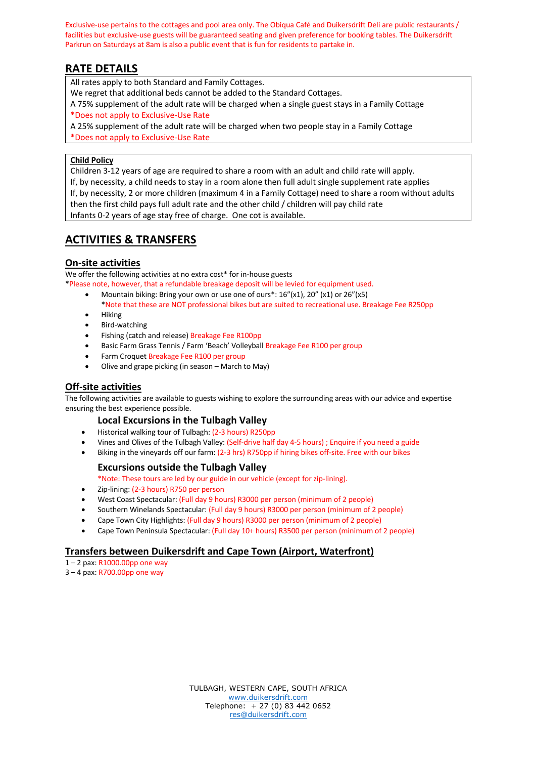Exclusive-use pertains to the cottages and pool area only. The Obiqua Café and Duikersdrift Deli are public restaurants / facilities but exclusive-use guests will be guaranteed seating and given preference for booking tables. The Duikersdrift Parkrun on Saturdays at 8am is also a public event that is fun for residents to partake in.

## RATE DETAILS

All rates apply to both Standard and Family Cottages.
We regret that additional beds cannot be added to the Standard Cottages.
A 75% supplement of the adult rate will be charged when a single guest stays in a Family Cottage
*Does not apply to Exclusive-Use Rate
A 25% supplement of the adult rate will be charged when two people stay in a Family Cottage
*Does not apply to Exclusive-Use Rate

**Child Policy**
Children 3-12 years of age are required to share a room with an adult and child rate will apply.
If, by necessity, a child needs to stay in a room alone then full adult single supplement rate applies
If, by necessity, 2 or more children (maximum 4 in a Family Cottage) need to share a room without adults then the first child pays full adult rate and the other child / children will pay child rate
Infants 0-2 years of age stay free of charge. One cot is available.

## ACTIVITIES & TRANSFERS

### On-site activities

We offer the following activities at no extra cost* for in-house guests
*Please note, however, that a refundable breakage deposit will be levied for equipment used.

- Mountain biking: Bring your own or use one of ours*: 16”(x1), 20” (x1) or 26”(x5)
  *Note that these are NOT professional bikes but are suited to recreational use. Breakage Fee R250pp
- Hiking
- Bird-watching
- Fishing (catch and release) Breakage Fee R100pp
- Basic Farm Grass Tennis / Farm ‘Beach’ Volleyball Breakage Fee R100 per group
- Farm Croquet Breakage Fee R100 per group
- Olive and grape picking (in season – March to May)

### Off-site activities

The following activities are available to guests wishing to explore the surrounding areas with our advice and expertise ensuring the best experience possible.

#### Local Excursions in the Tulbagh Valley

- Historical walking tour of Tulbagh: (2-3 hours) R250pp
- Vines and Olives of the Tulbagh Valley: (Self-drive half day 4-5 hours) ; Enquire if you need a guide
- Biking in the vineyards off our farm: (2-3 hrs) R750pp if hiring bikes off-site. Free with our bikes

#### Excursions outside the Tulbagh Valley

*Note: These tours are led by our guide in our vehicle (except for zip-lining).

- Zip-lining: (2-3 hours) R750 per person
- West Coast Spectacular: (Full day 9 hours) R3000 per person (minimum of 2 people)
- Southern Winelands Spectacular: (Full day 9 hours) R3000 per person (minimum of 2 people)
- Cape Town City Highlights: (Full day 9 hours) R3000 per person (minimum of 2 people)
- Cape Town Peninsula Spectacular: (Full day 10+ hours) R3500 per person (minimum of 2 people)

### Transfers between Duikersdrift and Cape Town (Airport, Waterfront)

1 – 2 pax: R1000.00pp one way
3 – 4 pax: R700.00pp one way

TULBAGH, WESTERN CAPE, SOUTH AFRICA
www.duikersdrift.com
Telephone: + 27 (0) 83 442 0652
res@duikersdrift.com